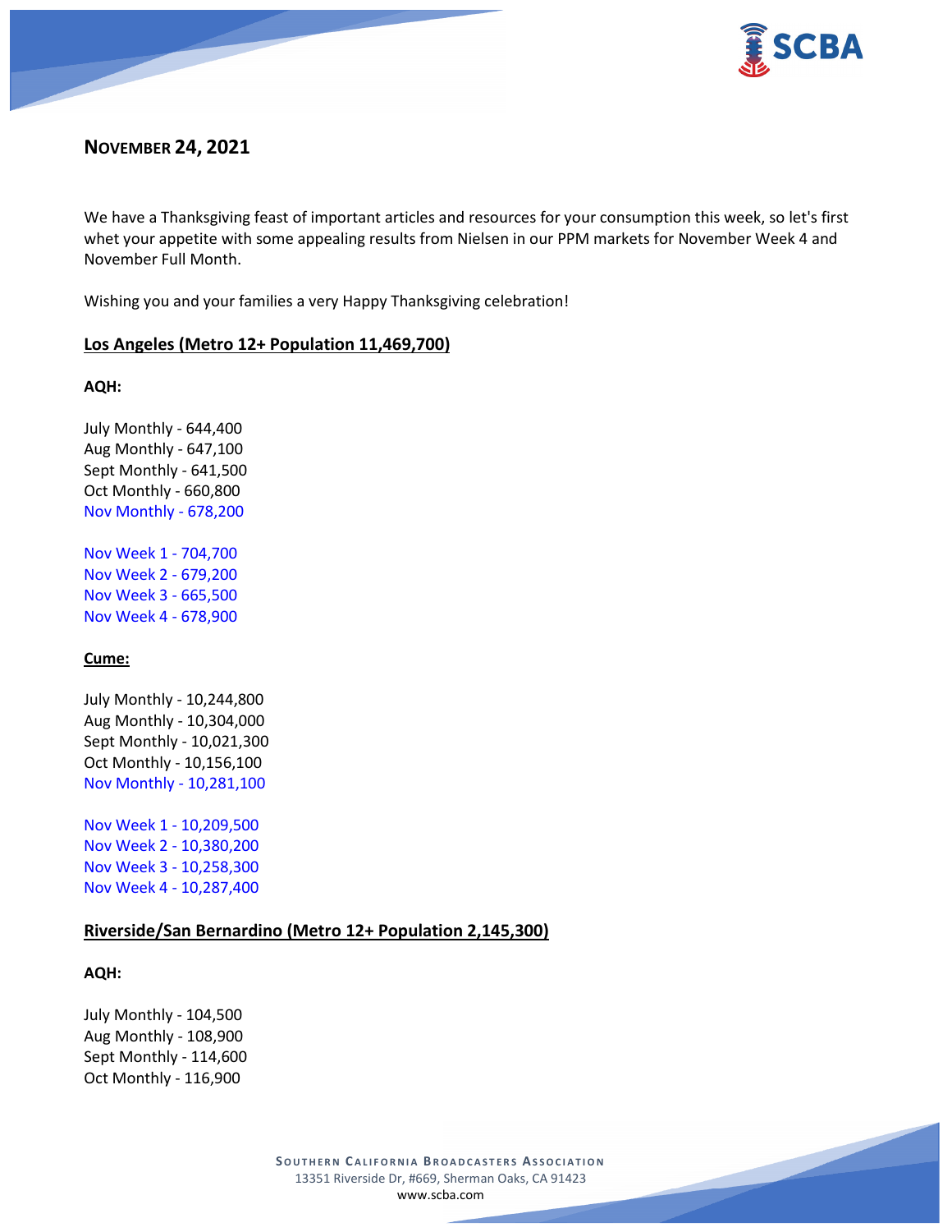**NOVEMBER 24, 2021**

We have a Thanksgiving feast of important articles and resources for your consumption this week, so let's first whet your appetite with some appealing results from Nielsen in our PPM markets for November Week 4 and November Full Month.

Wishing you and your families a very Happy Thanksgiving celebration!

**Los Angeles (Metro 12+ Population 11,469,700)**

**AQH:**

July Monthly - 644,400
Aug Monthly - 647,100
Sept Monthly - 641,500
Oct Monthly - 660,800
Nov Monthly - 678,200

Nov Week 1 - 704,700
Nov Week 2 - 679,200
Nov Week 3 - 665,500
Nov Week 4 - 678,900

**Cume:**

July Monthly - 10,244,800
Aug Monthly - 10,304,000
Sept Monthly - 10,021,300
Oct Monthly - 10,156,100
Nov Monthly - 10,281,100

Nov Week 1 - 10,209,500
Nov Week 2 - 10,380,200
Nov Week 3 - 10,258,300
Nov Week 4 - 10,287,400

**Riverside/San Bernardino (Metro 12+ Population 2,145,300)**

**AQH:**

July Monthly - 104,500
Aug Monthly - 108,900
Sept Monthly - 114,600
Oct Monthly - 116,900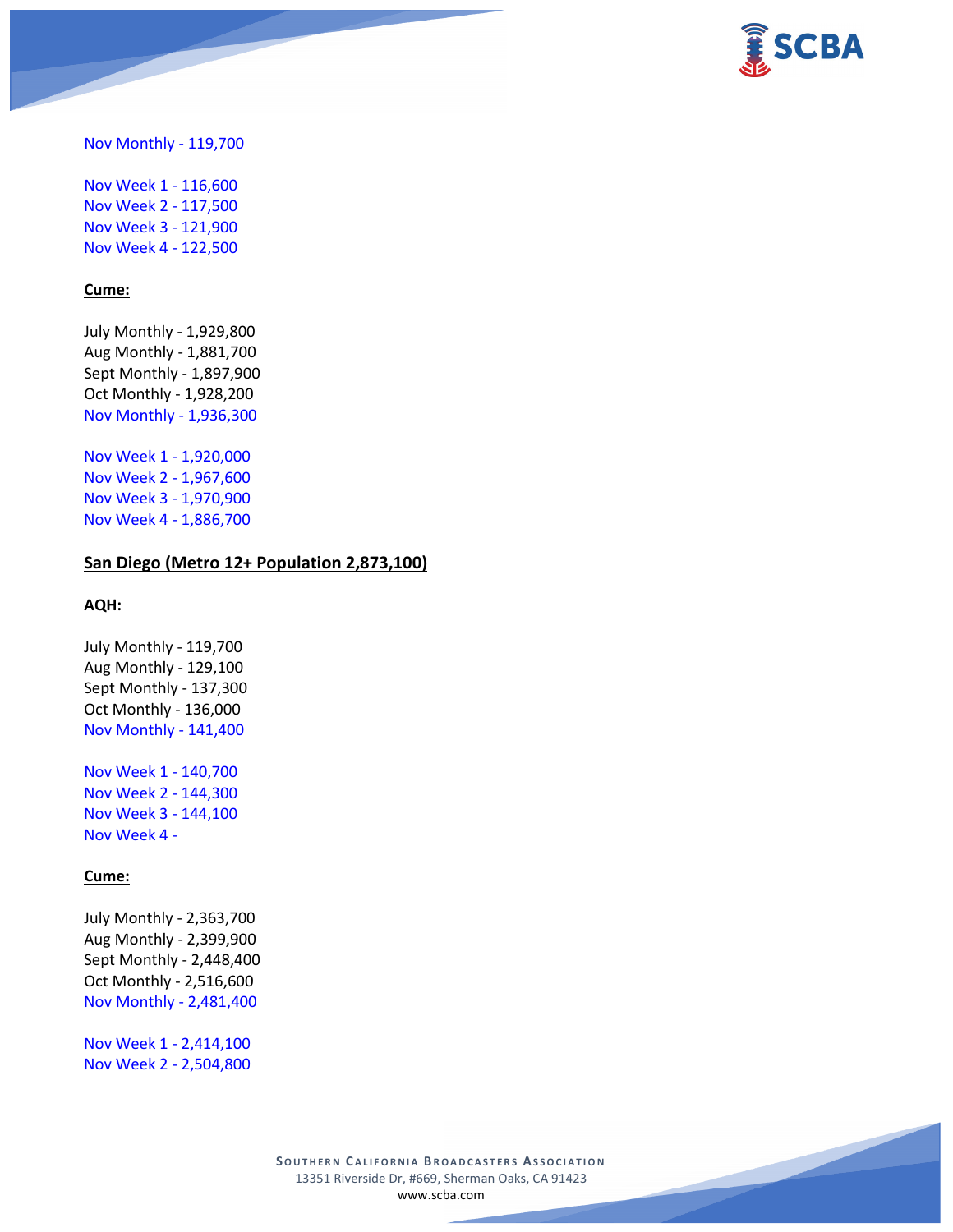Nov Monthly - 119,700

Nov Week 1 - 116,600
Nov Week 2 - 117,500
Nov Week 3 - 121,900
Nov Week 4 - 122,500

**Cume:**

July Monthly - 1,929,800
Aug Monthly - 1,881,700
Sept Monthly - 1,897,900
Oct Monthly - 1,928,200
Nov Monthly - 1,936,300

Nov Week 1 - 1,920,000
Nov Week 2 - 1,967,600
Nov Week 3 - 1,970,900
Nov Week 4 - 1,886,700

**San Diego (Metro 12+ Population 2,873,100)**

**AQH:**

July Monthly - 119,700
Aug Monthly - 129,100
Sept Monthly - 137,300
Oct Monthly - 136,000
Nov Monthly - 141,400

Nov Week 1 - 140,700
Nov Week 2 - 144,300
Nov Week 3 - 144,100
Nov Week 4 -

**Cume:**

July Monthly - 2,363,700
Aug Monthly - 2,399,900
Sept Monthly - 2,448,400
Oct Monthly - 2,516,600
Nov Monthly - 2,481,400

Nov Week 1 - 2,414,100
Nov Week 2 - 2,504,800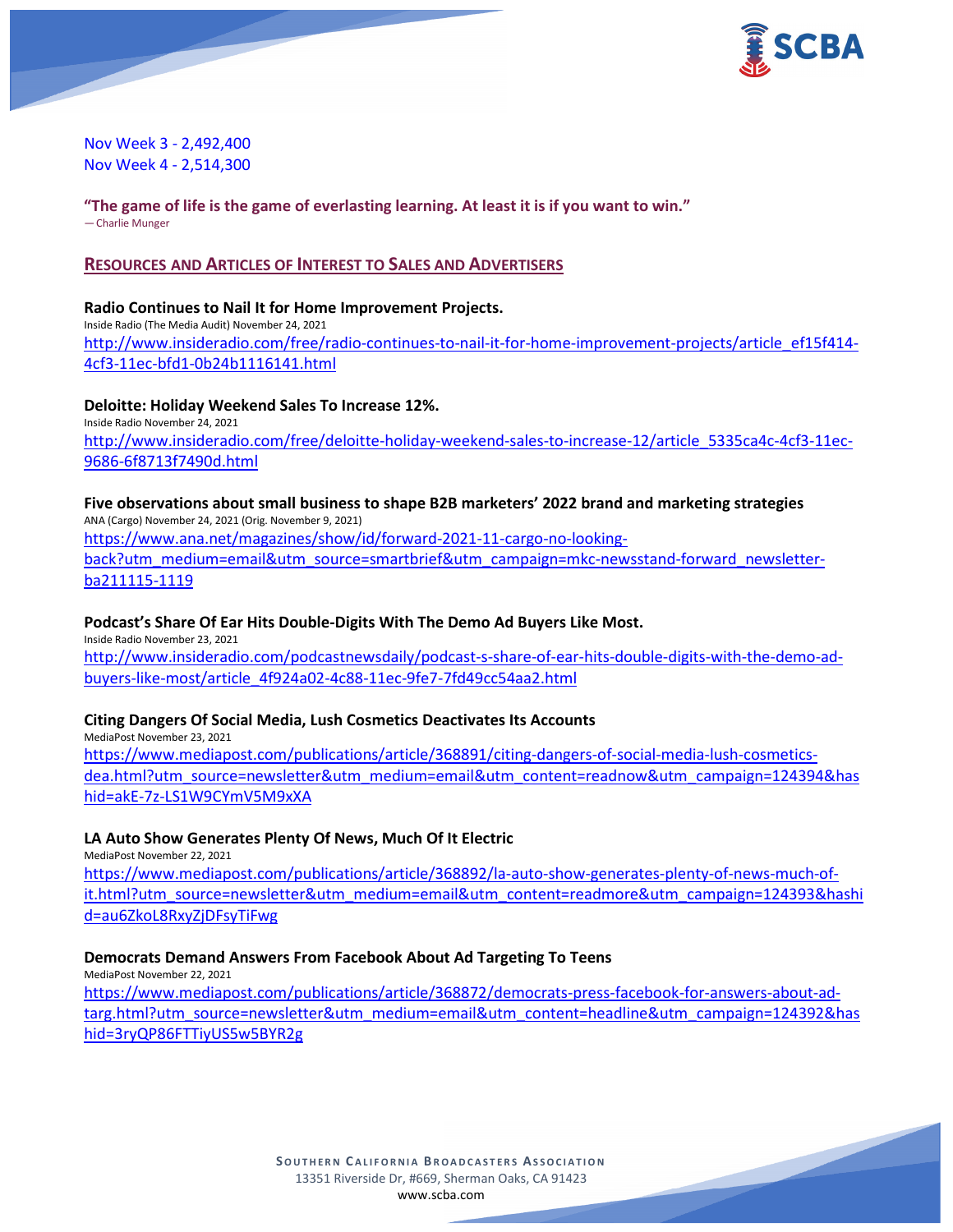Nov Week 3 - 2,492,400
Nov Week 4 - 2,514,300

**"The game of life is the game of everlasting learning. At least it is if you want to win."**
— Charlie Munger

## RESOURCES AND ARTICLES OF INTEREST TO SALES AND ADVERTISERS

**Radio Continues to Nail It for Home Improvement Projects.**
Inside Radio (The Media Audit) November 24, 2021
http://www.insideradio.com/free/radio-continues-to-nail-it-for-home-improvement-projects/article_ef15f414-4cf3-11ec-bfd1-0b24b1116141.html

**Deloitte: Holiday Weekend Sales To Increase 12%.**
Inside Radio November 24, 2021
http://www.insideradio.com/free/deloitte-holiday-weekend-sales-to-increase-12/article_5335ca4c-4cf3-11ec-9686-6f8713f7490d.html

**Five observations about small business to shape B2B marketers' 2022 brand and marketing strategies**
ANA (Cargo) November 24, 2021 (Orig. November 9, 2021)
https://www.ana.net/magazines/show/id/forward-2021-11-cargo-no-looking-back?utm_medium=email&utm_source=smartbrief&utm_campaign=mkc-newsstand-forward_newsletter-ba211115-1119

**Podcast's Share Of Ear Hits Double-Digits With The Demo Ad Buyers Like Most.**
Inside Radio November 23, 2021
http://www.insideradio.com/podcastnewsdaily/podcast-s-share-of-ear-hits-double-digits-with-the-demo-ad-buyers-like-most/article_4f924a02-4c88-11ec-9fe7-7fd49cc54aa2.html

**Citing Dangers Of Social Media, Lush Cosmetics Deactivates Its Accounts**
MediaPost November 23, 2021
https://www.mediapost.com/publications/article/368891/citing-dangers-of-social-media-lush-cosmetics-dea.html?utm_source=newsletter&utm_medium=email&utm_content=readnow&utm_campaign=124394&hashid=akE-7z-LS1W9CYmV5M9xXA

**LA Auto Show Generates Plenty Of News, Much Of It Electric**
MediaPost November 22, 2021
https://www.mediapost.com/publications/article/368892/la-auto-show-generates-plenty-of-news-much-of-it.html?utm_source=newsletter&utm_medium=email&utm_content=readmore&utm_campaign=124393&hashid=au6ZkoL8RxyZjDFsyTiFwg

**Democrats Demand Answers From Facebook About Ad Targeting To Teens**
MediaPost November 22, 2021
https://www.mediapost.com/publications/article/368872/democrats-press-facebook-for-answers-about-ad-targ.html?utm_source=newsletter&utm_medium=email&utm_content=headline&utm_campaign=124392&hashid=3ryQP86FTTiyUS5w5BYR2g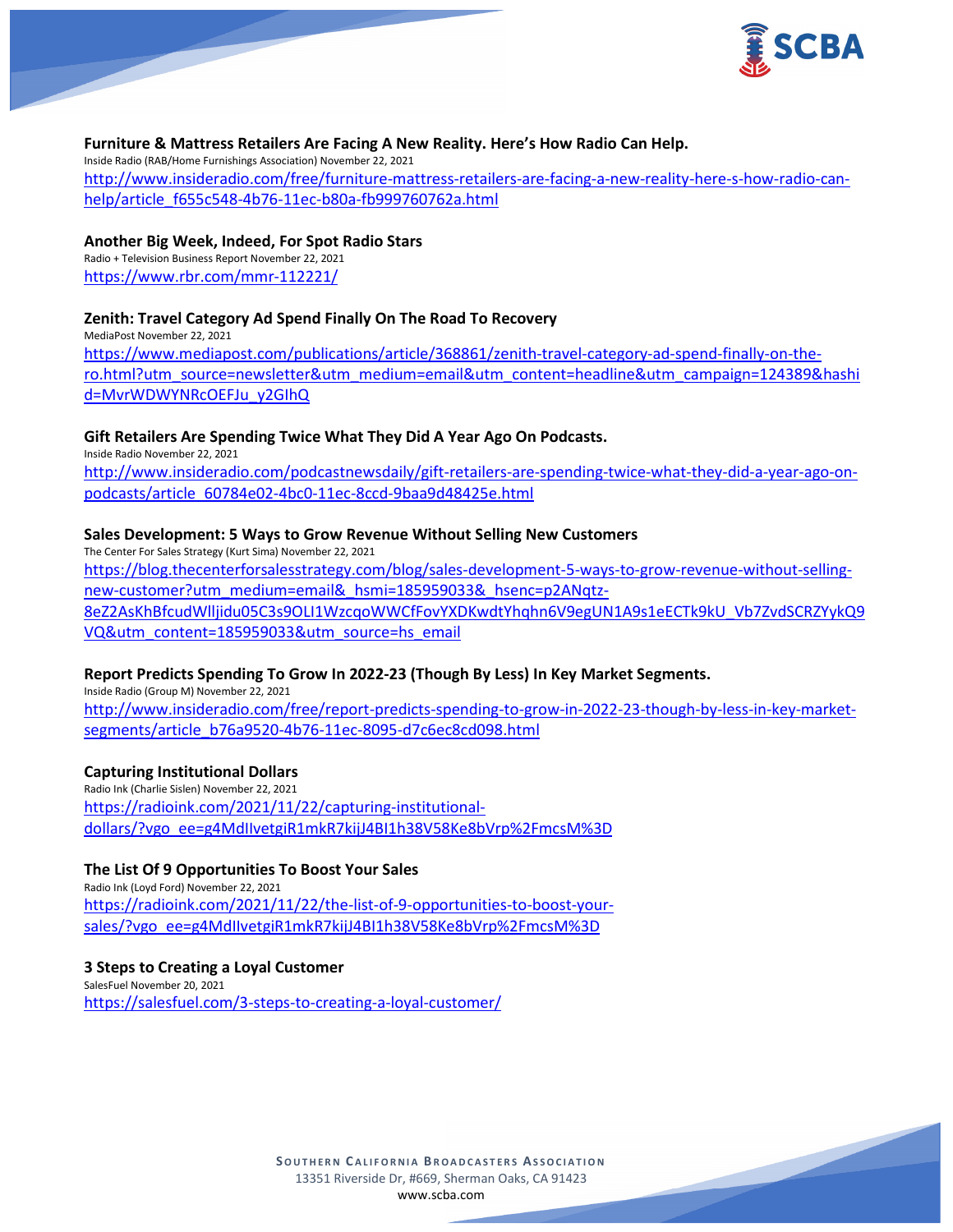**Furniture & Mattress Retailers Are Facing A New Reality. Here's How Radio Can Help.**
Inside Radio (RAB/Home Furnishings Association) November 22, 2021
http://www.insideradio.com/free/furniture-mattress-retailers-are-facing-a-new-reality-here-s-how-radio-can-help/article_f655c548-4b76-11ec-b80a-fb999760762a.html

**Another Big Week, Indeed, For Spot Radio Stars**
Radio + Television Business Report November 22, 2021
https://www.rbr.com/mmr-112221/

**Zenith: Travel Category Ad Spend Finally On The Road To Recovery**
MediaPost November 22, 2021
https://www.mediapost.com/publications/article/368861/zenith-travel-category-ad-spend-finally-on-the-ro.html?utm_source=newsletter&utm_medium=email&utm_content=headline&utm_campaign=124389&hashid=MvrWDWYNRcOEFJu_y2GlhQ

**Gift Retailers Are Spending Twice What They Did A Year Ago On Podcasts.**
Inside Radio November 22, 2021
http://www.insideradio.com/podcastnewsdaily/gift-retailers-are-spending-twice-what-they-did-a-year-ago-on-podcasts/article_60784e02-4bc0-11ec-8ccd-9baa9d48425e.html

**Sales Development: 5 Ways to Grow Revenue Without Selling New Customers**
The Center For Sales Strategy (Kurt Sima) November 22, 2021
https://blog.thecenterforsalesstrategy.com/blog/sales-development-5-ways-to-grow-revenue-without-selling-new-customer?utm_medium=email&_hsmi=185959033&_hsenc=p2ANqtz-8eZ2AsKhBfcudWlljidu05C3s9OLI1WzcqoWWCfFovYXDKwdtYhqhn6V9egUN1A9s1eECTk9kU_Vb7ZvdSCRZYykQ9VQ&utm_content=185959033&utm_source=hs_email

**Report Predicts Spending To Grow In 2022-23 (Though By Less) In Key Market Segments.**
Inside Radio (Group M) November 22, 2021
http://www.insideradio.com/free/report-predicts-spending-to-grow-in-2022-23-though-by-less-in-key-market-segments/article_b76a9520-4b76-11ec-8095-d7c6ec8cd098.html

**Capturing Institutional Dollars**
Radio Ink (Charlie Sislen) November 22, 2021
https://radioink.com/2021/11/22/capturing-institutional-dollars/?vgo_ee=g4MdIlvetgiR1mkR7kijJ4BI1h38V58Ke8bVrp%2FmcsM%3D

**The List Of 9 Opportunities To Boost Your Sales**
Radio Ink (Loyd Ford) November 22, 2021
https://radioink.com/2021/11/22/the-list-of-9-opportunities-to-boost-your-sales/?vgo_ee=g4MdIlvetgiR1mkR7kijJ4BI1h38V58Ke8bVrp%2FmcsM%3D

**3 Steps to Creating a Loyal Customer**
SalesFuel November 20, 2021
https://salesfuel.com/3-steps-to-creating-a-loyal-customer/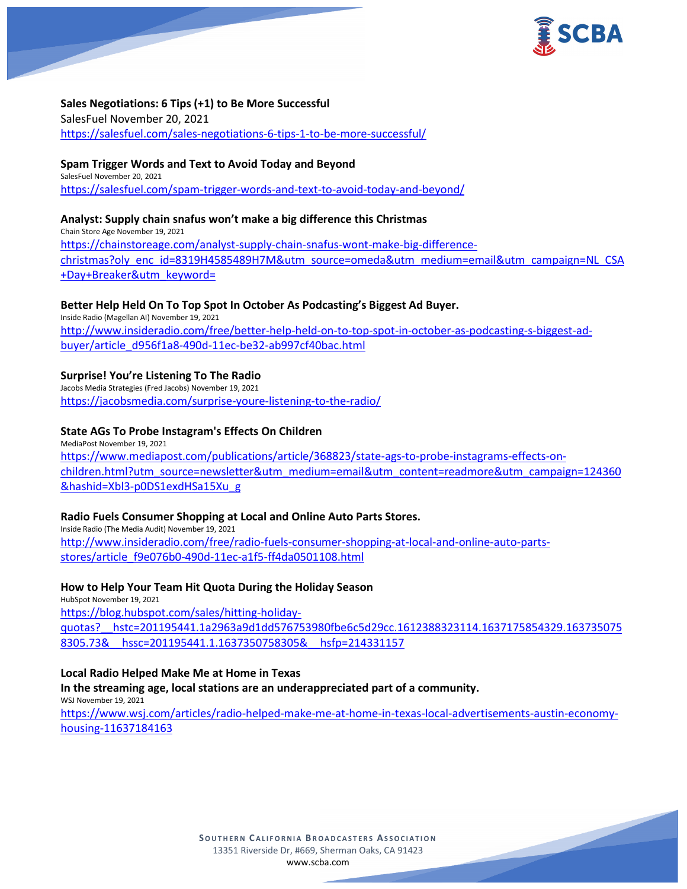**Sales Negotiations: 6 Tips (+1) to Be More Successful**
SalesFuel November 20, 2021
https://salesfuel.com/sales-negotiations-6-tips-1-to-be-more-successful/

**Spam Trigger Words and Text to Avoid Today and Beyond**
SalesFuel November 20, 2021
https://salesfuel.com/spam-trigger-words-and-text-to-avoid-today-and-beyond/

**Analyst: Supply chain snafus won't make a big difference this Christmas**
Chain Store Age November 19, 2021
https://chainstoreage.com/analyst-supply-chain-snafus-wont-make-big-difference-christmas?oly_enc_id=8319H4585489H7M&utm_source=omeda&utm_medium=email&utm_campaign=NL_CSA+Day+Breaker&utm_keyword=

**Better Help Held On To Top Spot In October As Podcasting's Biggest Ad Buyer.**
Inside Radio (Magellan AI) November 19, 2021
http://www.insideradio.com/free/better-help-held-on-to-top-spot-in-october-as-podcasting-s-biggest-ad-buyer/article_d956f1a8-490d-11ec-be32-ab997cf40bac.html

**Surprise! You're Listening To The Radio**
Jacobs Media Strategies (Fred Jacobs) November 19, 2021
https://jacobsmedia.com/surprise-youre-listening-to-the-radio/

**State AGs To Probe Instagram's Effects On Children**
MediaPost November 19, 2021
https://www.mediapost.com/publications/article/368823/state-ags-to-probe-instagrams-effects-on-children.html?utm_source=newsletter&utm_medium=email&utm_content=readmore&utm_campaign=124360&hashid=Xbl3-p0DS1exdHSa15Xu_g

**Radio Fuels Consumer Shopping at Local and Online Auto Parts Stores.**
Inside Radio (The Media Audit) November 19, 2021
http://www.insideradio.com/free/radio-fuels-consumer-shopping-at-local-and-online-auto-parts-stores/article_f9e076b0-490d-11ec-a1f5-ff4da0501108.html

**How to Help Your Team Hit Quota During the Holiday Season**
HubSpot November 19, 2021
https://blog.hubspot.com/sales/hitting-holiday-quotas?__hstc=201195441.1a2963a9d1dd576753980fbe6c5d29cc.1612388323114.1637175854329.1637350758305.73&__hssc=201195441.1.1637350758305&__hsfp=214331157

**Local Radio Helped Make Me at Home in Texas**
**In the streaming age, local stations are an underappreciated part of a community.**
WSJ November 19, 2021
https://www.wsj.com/articles/radio-helped-make-me-at-home-in-texas-local-advertisements-austin-economy-housing-11637184163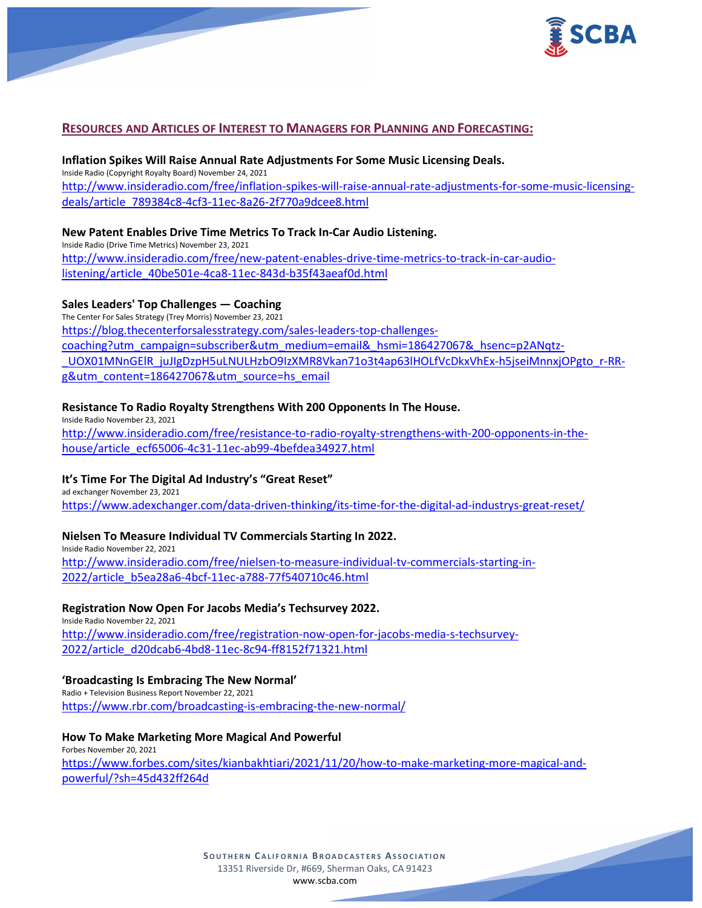## RESOURCES AND ARTICLES OF INTEREST TO MANAGERS FOR PLANNING AND FORECASTING:

**Inflation Spikes Will Raise Annual Rate Adjustments For Some Music Licensing Deals.**
Inside Radio (Copyright Royalty Board) November 24, 2021
http://www.insideradio.com/free/inflation-spikes-will-raise-annual-rate-adjustments-for-some-music-licensing-deals/article_789384c8-4cf3-11ec-8a26-2f770a9dcee8.html

**New Patent Enables Drive Time Metrics To Track In-Car Audio Listening.**
Inside Radio (Drive Time Metrics) November 23, 2021
http://www.insideradio.com/free/new-patent-enables-drive-time-metrics-to-track-in-car-audio-listening/article_40be501e-4ca8-11ec-843d-b35f43aeaf0d.html

**Sales Leaders' Top Challenges — Coaching**
The Center For Sales Strategy (Trey Morris) November 23, 2021
https://blog.thecenterforsalesstrategy.com/sales-leaders-top-challenges-coaching?utm_campaign=subscriber&utm_medium=email&_hsmi=186427067&_hsenc=p2ANqtz-_UOX01MNnGElR_juJlgDzpH5uLNULHzbO9IzXMR8Vkan71o3t4ap63lHOLfVcDkxVhEx-h5jseiMnnxjOPgto_r-RR-g&utm_content=186427067&utm_source=hs_email

**Resistance To Radio Royalty Strengthens With 200 Opponents In The House.**
Inside Radio November 23, 2021
http://www.insideradio.com/free/resistance-to-radio-royalty-strengthens-with-200-opponents-in-the-house/article_ecf65006-4c31-11ec-ab99-4befdea34927.html

**It's Time For The Digital Ad Industry's "Great Reset"**
ad exchanger November 23, 2021
https://www.adexchanger.com/data-driven-thinking/its-time-for-the-digital-ad-industrys-great-reset/

**Nielsen To Measure Individual TV Commercials Starting In 2022.**
Inside Radio November 22, 2021
http://www.insideradio.com/free/nielsen-to-measure-individual-tv-commercials-starting-in-2022/article_b5ea28a6-4bcf-11ec-a788-77f540710c46.html

**Registration Now Open For Jacobs Media's Techsurvey 2022.**
Inside Radio November 22, 2021
http://www.insideradio.com/free/registration-now-open-for-jacobs-media-s-techsurvey-2022/article_d20dcab6-4bd8-11ec-8c94-ff8152f71321.html

**'Broadcasting Is Embracing The New Normal'**
Radio + Television Business Report November 22, 2021
https://www.rbr.com/broadcasting-is-embracing-the-new-normal/

**How To Make Marketing More Magical And Powerful**
Forbes November 20, 2021
https://www.forbes.com/sites/kianbakhtiari/2021/11/20/how-to-make-marketing-more-magical-and-powerful/?sh=45d432ff264d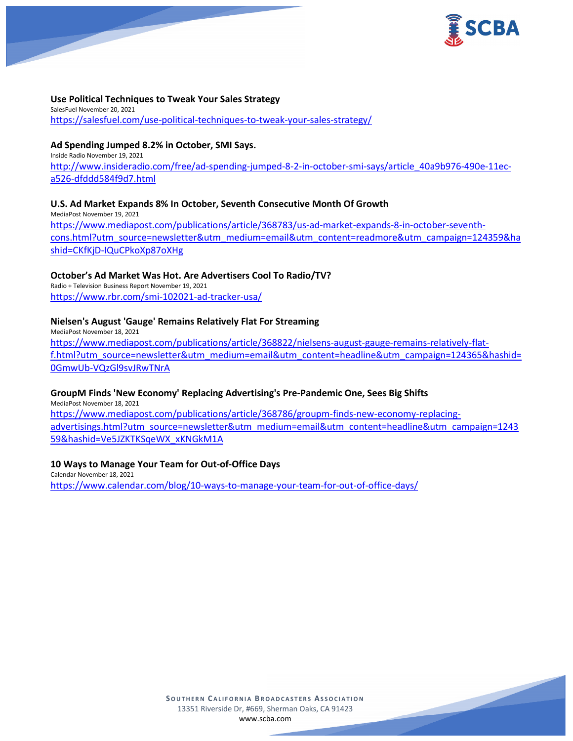**Use Political Techniques to Tweak Your Sales Strategy**
SalesFuel November 20, 2021
https://salesfuel.com/use-political-techniques-to-tweak-your-sales-strategy/

**Ad Spending Jumped 8.2% in October, SMI Says.**
Inside Radio November 19, 2021
http://www.insideradio.com/free/ad-spending-jumped-8-2-in-october-smi-says/article_40a9b976-490e-11ec-a526-dfddd584f9d7.html

**U.S. Ad Market Expands 8% In October, Seventh Consecutive Month Of Growth**
MediaPost November 19, 2021
https://www.mediapost.com/publications/article/368783/us-ad-market-expands-8-in-october-seventh-cons.html?utm_source=newsletter&utm_medium=email&utm_content=readmore&utm_campaign=124359&hashid=CKfKjD-IQuCPkoXp87oXHg

**October's Ad Market Was Hot. Are Advertisers Cool To Radio/TV?**
Radio + Television Business Report November 19, 2021
https://www.rbr.com/smi-102021-ad-tracker-usa/

**Nielsen's August 'Gauge' Remains Relatively Flat For Streaming**
MediaPost November 18, 2021
https://www.mediapost.com/publications/article/368822/nielsens-august-gauge-remains-relatively-flat-f.html?utm_source=newsletter&utm_medium=email&utm_content=headline&utm_campaign=124365&hashid=0GmwUb-VQzGl9svJRwTNrA

**GroupM Finds 'New Economy' Replacing Advertising's Pre-Pandemic One, Sees Big Shifts**
MediaPost November 18, 2021
https://www.mediapost.com/publications/article/368786/groupm-finds-new-economy-replacing-advertisings.html?utm_source=newsletter&utm_medium=email&utm_content=headline&utm_campaign=124359&hashid=Ve5JZKTKSqeWX_xKNGkM1A

**10 Ways to Manage Your Team for Out-of-Office Days**
Calendar November 18, 2021
https://www.calendar.com/blog/10-ways-to-manage-your-team-for-out-of-office-days/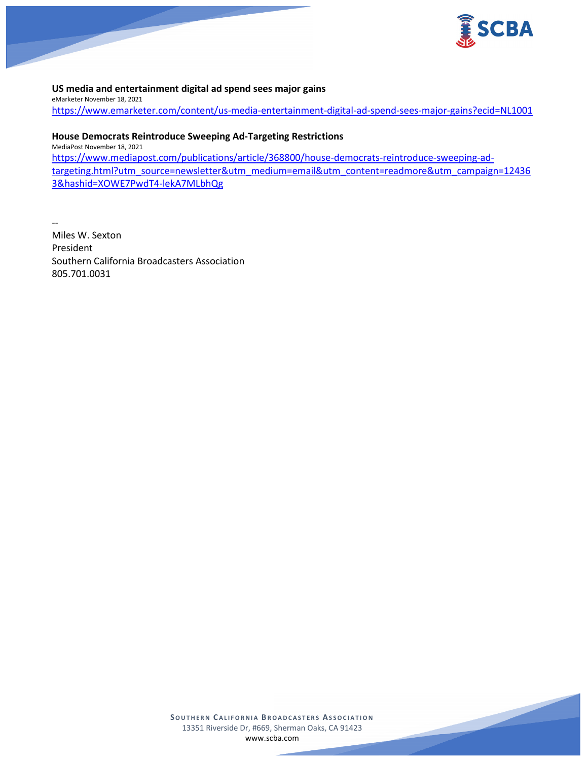**US media and entertainment digital ad spend sees major gains**
eMarketer November 18, 2021
https://www.emarketer.com/content/us-media-entertainment-digital-ad-spend-sees-major-gains?ecid=NL1001

**House Democrats Reintroduce Sweeping Ad-Targeting Restrictions**
MediaPost November 18, 2021
https://www.mediapost.com/publications/article/368800/house-democrats-reintroduce-sweeping-ad-targeting.html?utm_source=newsletter&utm_medium=email&utm_content=readmore&utm_campaign=124363&hashid=XOWE7PwdT4-lekA7MLbhQg

--
Miles W. Sexton
President
Southern California Broadcasters Association
805.701.0031